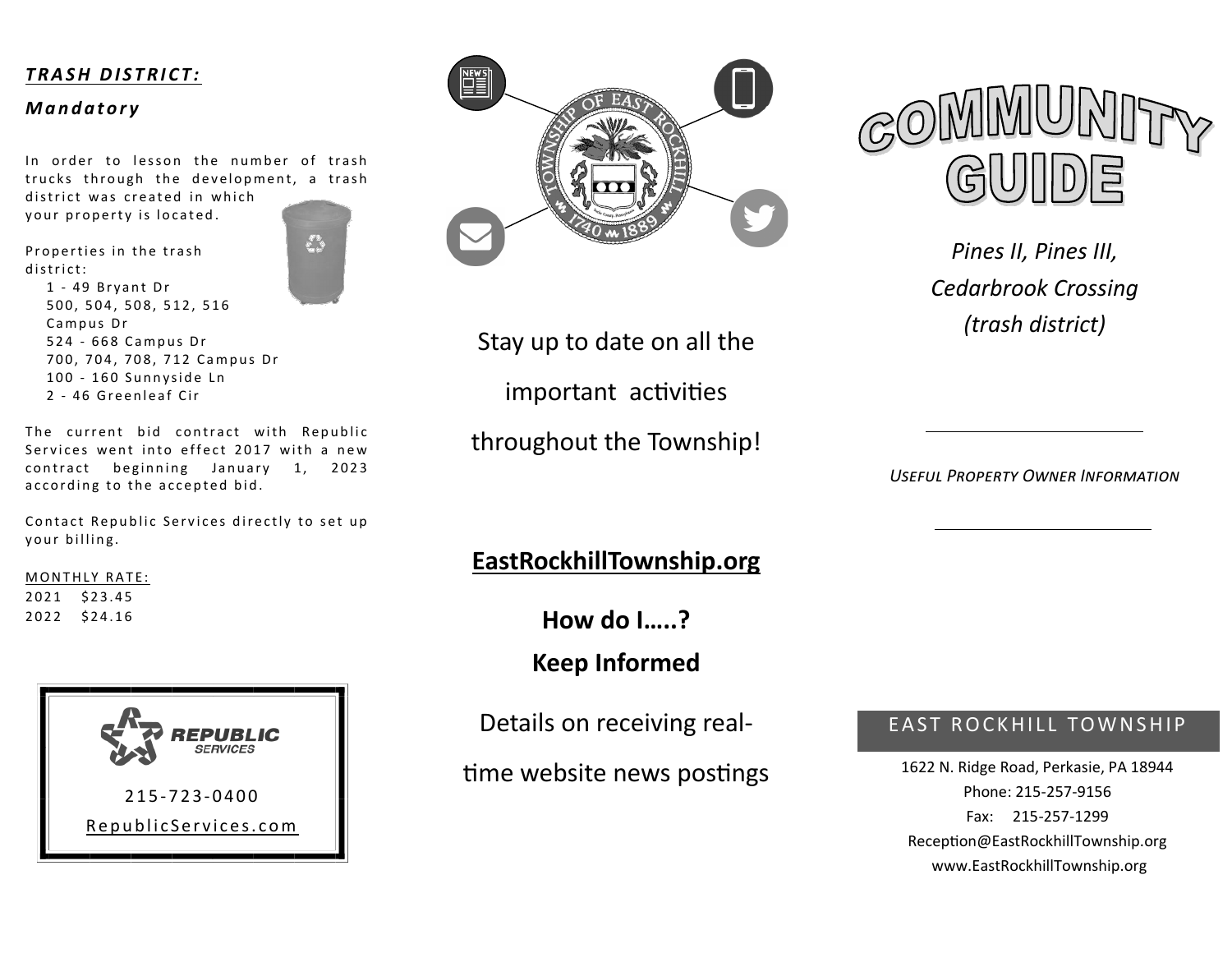## *TRASH DISTRICT:*

***Mandatory***

In order to lesson the number of trash trucks through the development, a trash district was created in which your property is located.

Properties in the trash district:

- 1 - 49 Bryant Dr
- 500, 504, 508, 512, 516 Campus Dr
- 524 - 668 Campus Dr
- 700, 704, 708, 712 Campus Dr
- 100 - 160 Sunnyside Ln
- 2 - 46 Greenleaf Cir

The current bid contract with Republic Services went into effect 2017 with a new contract beginning January 1, 2023 according to the accepted bid.

Contact Republic Services directly to set up your billing.

MONTHLY RATE:

2021 $23.45
2022 $24.16

**REPUBLIC SERVICES**

215-723-0400

RepublicServices.com

Stay up to date on all the important activities throughout the Township!

**EastRockhillTownship.org**

**How do I.....?**

**Keep Informed**

Details on receiving real-time website news postings

# COMMUNITY GUIDE

*Pines II, Pines III, Cedarbrook Crossing (trash district)*

*USEFUL PROPERTY OWNER INFORMATION*

EAST ROCKHILL TOWNSHIP

1622 N. Ridge Road, Perkasie, PA 18944
Phone: 215-257-9156
Fax: 215-257-1299
Reception@EastRockhillTownship.org
www.EastRockhillTownship.org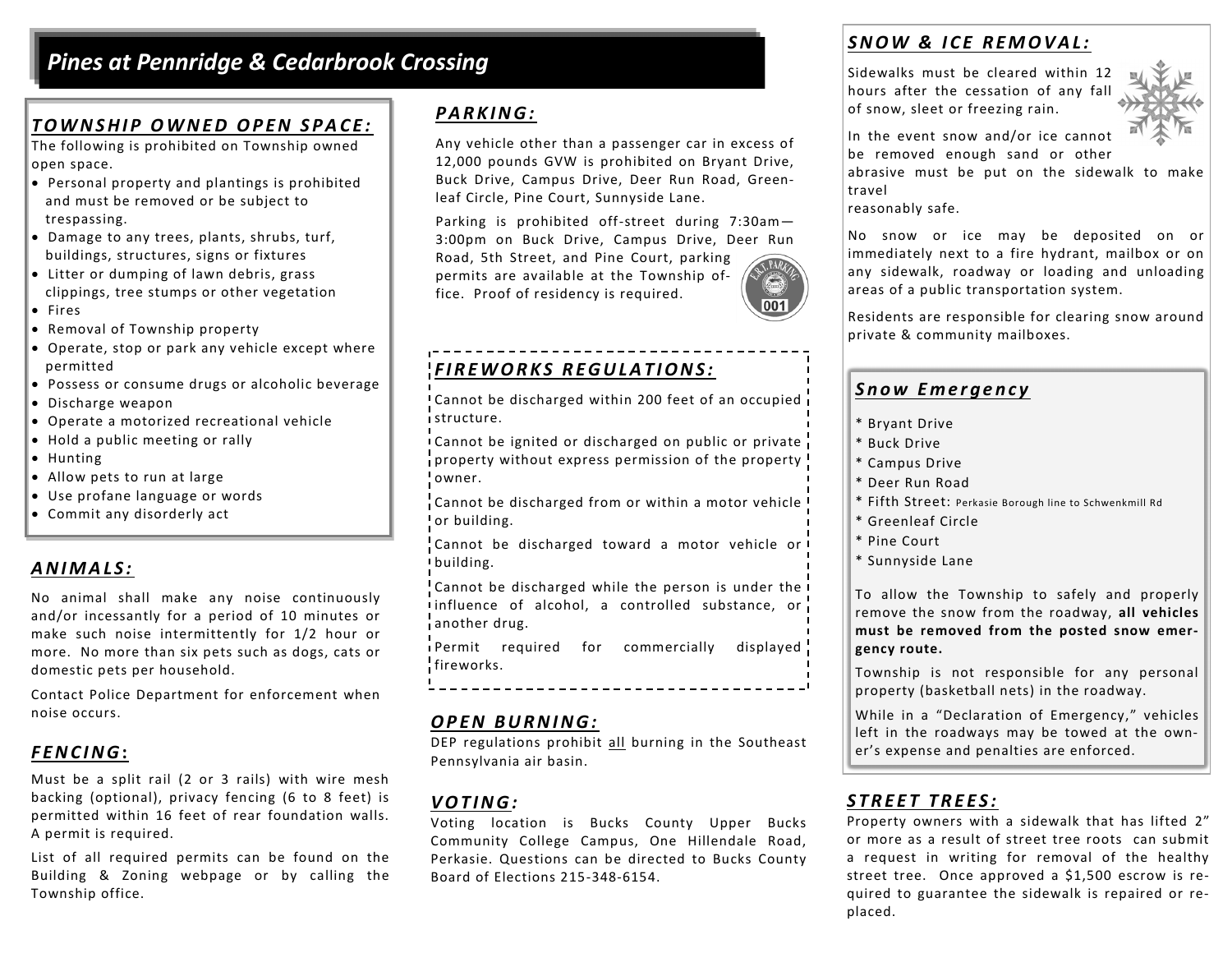# Pines at Pennridge & Cedarbrook Crossing

## TOWNSHIP OWNED OPEN SPACE:

The following is prohibited on Township owned open space.

- Personal property and plantings is prohibited and must be removed or be subject to trespassing.
- Damage to any trees, plants, shrubs, turf, buildings, structures, signs or fixtures
- Litter or dumping of lawn debris, grass clippings, tree stumps or other vegetation
- Fires
- Removal of Township property
- Operate, stop or park any vehicle except where permitted
- Possess or consume drugs or alcoholic beverage
- Discharge weapon
- Operate a motorized recreational vehicle
- Hold a public meeting or rally
- Hunting
- Allow pets to run at large
- Use profane language or words
- Commit any disorderly act

## ANIMALS:

No animal shall make any noise continuously and/or incessantly for a period of 10 minutes or make such noise intermittently for 1/2 hour or more. No more than six pets such as dogs, cats or domestic pets per household.

Contact Police Department for enforcement when noise occurs.

## FENCING:

Must be a split rail (2 or 3 rails) with wire mesh backing (optional), privacy fencing (6 to 8 feet) is permitted within 16 feet of rear foundation walls. A permit is required.

List of all required permits can be found on the Building & Zoning webpage or by calling the Township office.

## PARKING:

Any vehicle other than a passenger car in excess of 12,000 pounds GVW is prohibited on Bryant Drive, Buck Drive, Campus Drive, Deer Run Road, Greenleaf Circle, Pine Court, Sunnyside Lane.

Parking is prohibited off-street during 7:30am—3:00pm on Buck Drive, Campus Drive, Deer Run Road, 5th Street, and Pine Court, parking permits are available at the Township office. Proof of residency is required.

## FIREWORKS REGULATIONS:

Cannot be discharged within 200 feet of an occupied structure.

Cannot be ignited or discharged on public or private property without express permission of the property owner.

Cannot be discharged from or within a motor vehicle or building.

Cannot be discharged toward a motor vehicle or building.

Cannot be discharged while the person is under the influence of alcohol, a controlled substance, or another drug.

Permit required for commercially displayed fireworks.

## OPEN BURNING:

DEP regulations prohibit all burning in the Southeast Pennsylvania air basin.

## VOTING:

Voting location is Bucks County Upper Bucks Community College Campus, One Hillendale Road, Perkasie. Questions can be directed to Bucks County Board of Elections 215-348-6154.

## SNOW & ICE REMOVAL:

Sidewalks must be cleared within 12 hours after the cessation of any fall of snow, sleet or freezing rain.

In the event snow and/or ice cannot be removed enough sand or other abrasive must be put on the sidewalk to make travel reasonably safe.

No snow or ice may be deposited on or immediately next to a fire hydrant, mailbox or on any sidewalk, roadway or loading and unloading areas of a public transportation system.

Residents are responsible for clearing snow around private & community mailboxes.

### Snow Emergency

* Bryant Drive
* Buck Drive
* Campus Drive
* Deer Run Road
* Fifth Street: Perkasie Borough line to Schwenkmill Rd
* Greenleaf Circle
* Pine Court
* Sunnyside Lane

To allow the Township to safely and properly remove the snow from the roadway, **all vehicles must be removed from the posted snow emergency route.**

Township is not responsible for any personal property (basketball nets) in the roadway.

While in a "Declaration of Emergency," vehicles left in the roadways may be towed at the owner's expense and penalties are enforced.

## STREET TREES:

Property owners with a sidewalk that has lifted 2" or more as a result of street tree roots can submit a request in writing for removal of the healthy street tree. Once approved a $1,500 escrow is required to guarantee the sidewalk is repaired or replaced.